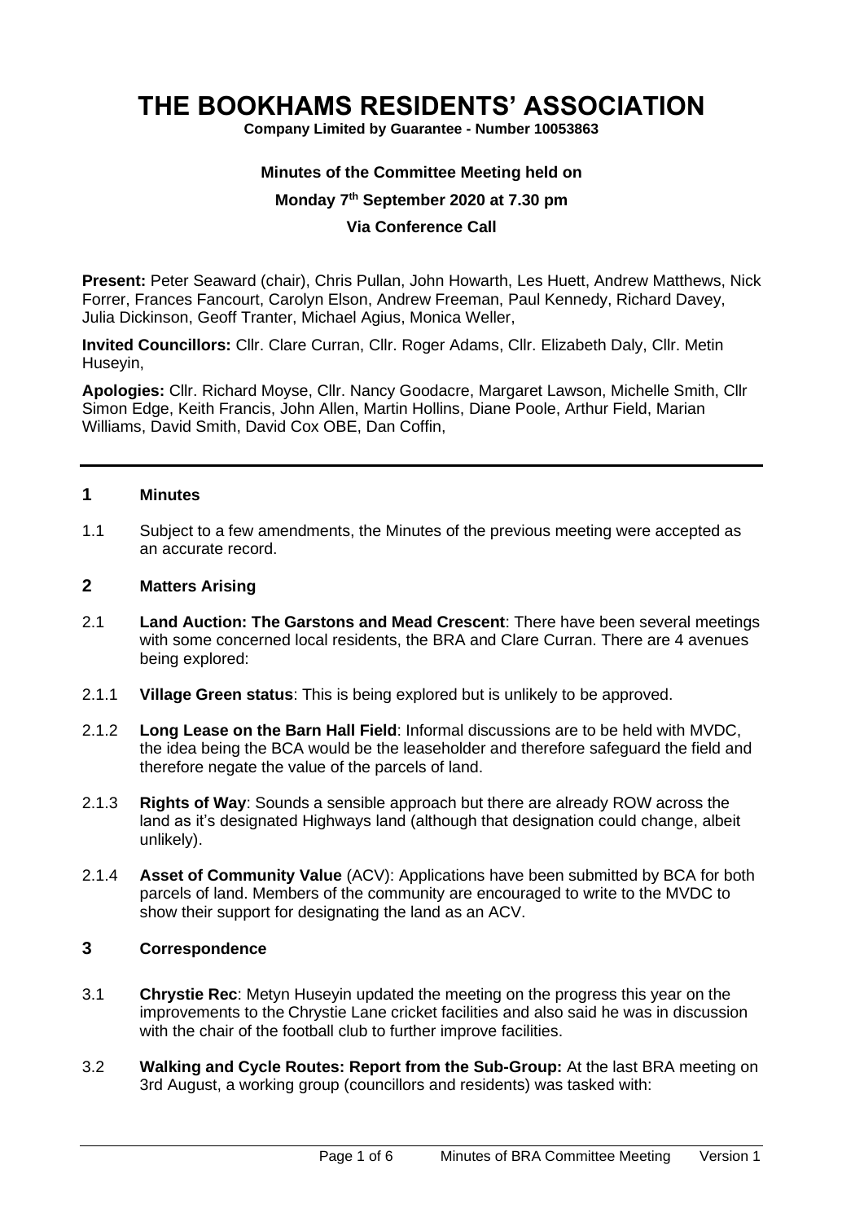# THE BOOKHAMS RESIDENTS' ASSOCIATION

**Company Limited by Guarantee - Number 10053863**

**Minutes of the Committee Meeting held on**

**Monday 7th September 2020 at 7.30 pm**

**Via Conference Call**

**Present:** Peter Seaward (chair), Chris Pullan, John Howarth, Les Huett, Andrew Matthews, Nick Forrer, Frances Fancourt, Carolyn Elson, Andrew Freeman, Paul Kennedy, Richard Davey, Julia Dickinson, Geoff Tranter, Michael Agius, Monica Weller,

**Invited Councillors:** Cllr. Clare Curran, Cllr. Roger Adams, Cllr. Elizabeth Daly, Cllr. Metin Huseyin,

**Apologies:** Cllr. Richard Moyse, Cllr. Nancy Goodacre, Margaret Lawson, Michelle Smith, Cllr Simon Edge, Keith Francis, John Allen, Martin Hollins, Diane Poole, Arthur Field, Marian Williams, David Smith, David Cox OBE, Dan Coffin,

---

## 1 Minutes

1.1 Subject to a few amendments, the Minutes of the previous meeting were accepted as an accurate record.

## 2 Matters Arising

2.1 **Land Auction: The Garstons and Mead Crescent**: There have been several meetings with some concerned local residents, the BRA and Clare Curran. There are 4 avenues being explored:

2.1.1 **Village Green status**: This is being explored but is unlikely to be approved.

2.1.2 **Long Lease on the Barn Hall Field**: Informal discussions are to be held with MVDC, the idea being the BCA would be the leaseholder and therefore safeguard the field and therefore negate the value of the parcels of land.

2.1.3 **Rights of Way**: Sounds a sensible approach but there are already ROW across the land as it's designated Highways land (although that designation could change, albeit unlikely).

2.1.4 **Asset of Community Value** (ACV): Applications have been submitted by BCA for both parcels of land. Members of the community are encouraged to write to the MVDC to show their support for designating the land as an ACV.

## 3 Correspondence

3.1 **Chrystie Rec**: Metyn Huseyin updated the meeting on the progress this year on the improvements to the Chrystie Lane cricket facilities and also said he was in discussion with the chair of the football club to further improve facilities.

3.2 **Walking and Cycle Routes: Report from the Sub-Group:** At the last BRA meeting on 3rd August, a working group (councillors and residents) was tasked with: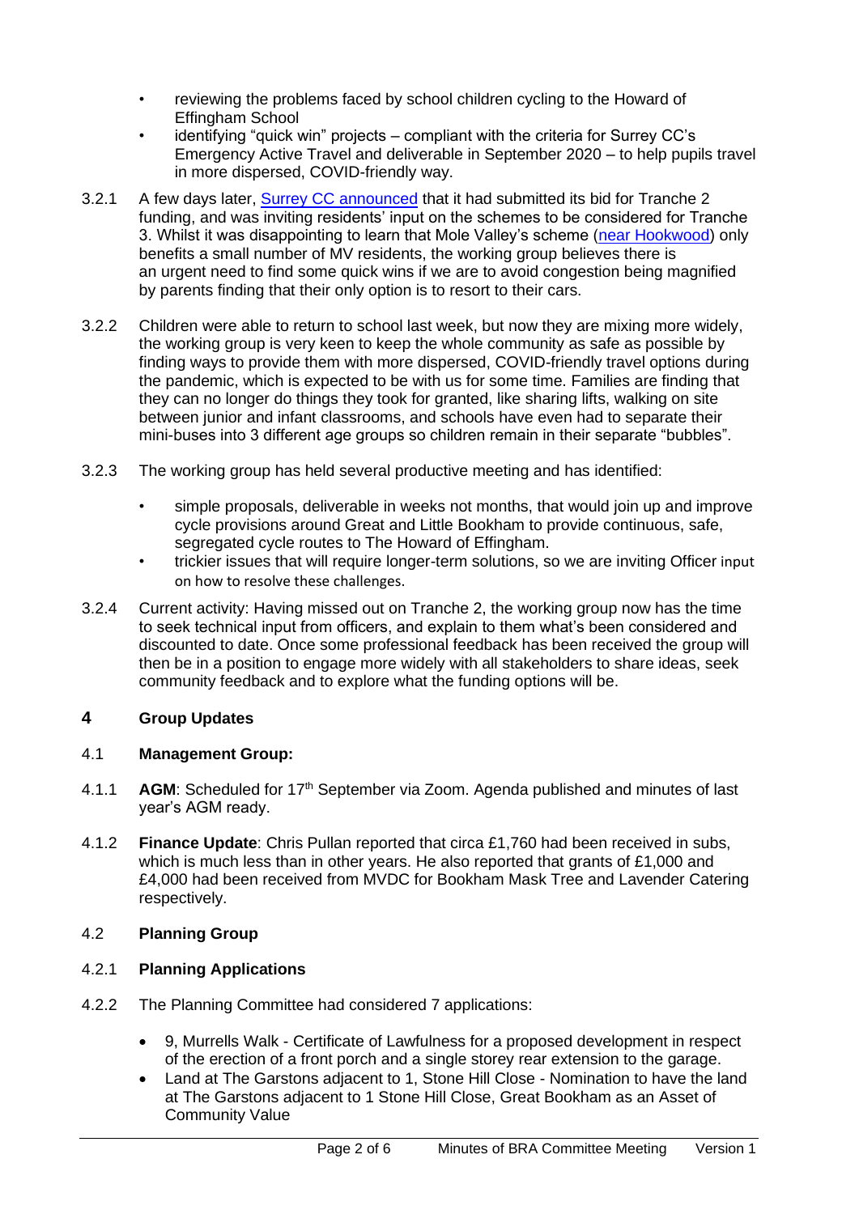- reviewing the problems faced by school children cycling to the Howard of Effingham School
- identifying "quick win" projects – compliant with the criteria for Surrey CC's Emergency Active Travel and deliverable in September 2020 – to help pupils travel in more dispersed, COVID-friendly way.

3.2.1 A few days later, Surrey CC announced that it had submitted its bid for Tranche 2 funding, and was inviting residents' input on the schemes to be considered for Tranche 3. Whilst it was disappointing to learn that Mole Valley's scheme (near Hookwood) only benefits a small number of MV residents, the working group believes there is an urgent need to find some quick wins if we are to avoid congestion being magnified by parents finding that their only option is to resort to their cars.

3.2.2 Children were able to return to school last week, but now they are mixing more widely, the working group is very keen to keep the whole community as safe as possible by finding ways to provide them with more dispersed, COVID-friendly travel options during the pandemic, which is expected to be with us for some time. Families are finding that they can no longer do things they took for granted, like sharing lifts, walking on site between junior and infant classrooms, and schools have even had to separate their mini-buses into 3 different age groups so children remain in their separate "bubbles".

3.2.3 The working group has held several productive meeting and has identified:

- simple proposals, deliverable in weeks not months, that would join up and improve cycle provisions around Great and Little Bookham to provide continuous, safe, segregated cycle routes to The Howard of Effingham.
- trickier issues that will require longer-term solutions, so we are inviting Officer input on how to resolve these challenges.

3.2.4 Current activity: Having missed out on Tranche 2, the working group now has the time to seek technical input from officers, and explain to them what's been considered and discounted to date. Once some professional feedback has been received the group will then be in a position to engage more widely with all stakeholders to share ideas, seek community feedback and to explore what the funding options will be.

## 4 Group Updates

### 4.1 Management Group:

4.1.1 **AGM**: Scheduled for 17th September via Zoom. Agenda published and minutes of last year's AGM ready.

4.1.2 **Finance Update**: Chris Pullan reported that circa £1,760 had been received in subs, which is much less than in other years. He also reported that grants of £1,000 and £4,000 had been received from MVDC for Bookham Mask Tree and Lavender Catering respectively.

### 4.2 Planning Group

4.2.1 **Planning Applications**

4.2.2 The Planning Committee had considered 7 applications:

- 9, Murrells Walk - Certificate of Lawfulness for a proposed development in respect of the erection of a front porch and a single storey rear extension to the garage.
- Land at The Garstons adjacent to 1, Stone Hill Close - Nomination to have the land at The Garstons adjacent to 1 Stone Hill Close, Great Bookham as an Asset of Community Value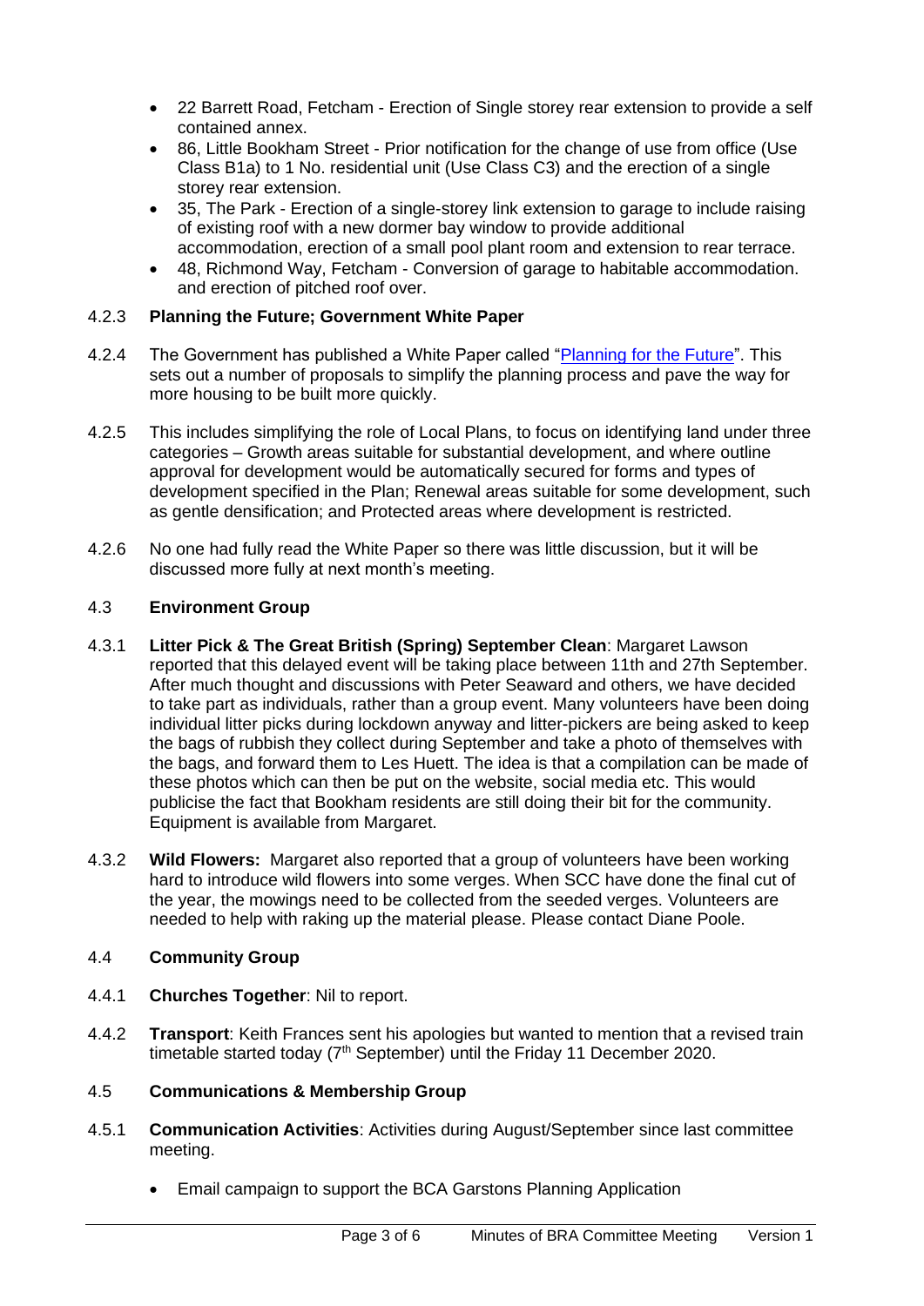- 22 Barrett Road, Fetcham - Erection of Single storey rear extension to provide a self contained annex.
- 86, Little Bookham Street - Prior notification for the change of use from office (Use Class B1a) to 1 No. residential unit (Use Class C3) and the erection of a single storey rear extension.
- 35, The Park - Erection of a single-storey link extension to garage to include raising of existing roof with a new dormer bay window to provide additional accommodation, erection of a small pool plant room and extension to rear terrace.
- 48, Richmond Way, Fetcham - Conversion of garage to habitable accommodation. and erection of pitched roof over.

4.2.3 **Planning the Future; Government White Paper**

4.2.4 The Government has published a White Paper called "Planning for the Future". This sets out a number of proposals to simplify the planning process and pave the way for more housing to be built more quickly.

4.2.5 This includes simplifying the role of Local Plans, to focus on identifying land under three categories – Growth areas suitable for substantial development, and where outline approval for development would be automatically secured for forms and types of development specified in the Plan; Renewal areas suitable for some development, such as gentle densification; and Protected areas where development is restricted.

4.2.6 No one had fully read the White Paper so there was little discussion, but it will be discussed more fully at next month's meeting.

4.3 **Environment Group**

4.3.1 **Litter Pick & The Great British (Spring) September Clean**: Margaret Lawson reported that this delayed event will be taking place between 11th and 27th September. After much thought and discussions with Peter Seaward and others, we have decided to take part as individuals, rather than a group event. Many volunteers have been doing individual litter picks during lockdown anyway and litter-pickers are being asked to keep the bags of rubbish they collect during September and take a photo of themselves with the bags, and forward them to Les Huett. The idea is that a compilation can be made of these photos which can then be put on the website, social media etc. This would publicise the fact that Bookham residents are still doing their bit for the community. Equipment is available from Margaret.

4.3.2 **Wild Flowers:** Margaret also reported that a group of volunteers have been working hard to introduce wild flowers into some verges. When SCC have done the final cut of the year, the mowings need to be collected from the seeded verges. Volunteers are needed to help with raking up the material please. Please contact Diane Poole.

4.4 **Community Group**

4.4.1 **Churches Together**: Nil to report.

4.4.2 **Transport**: Keith Frances sent his apologies but wanted to mention that a revised train timetable started today (7th September) until the Friday 11 December 2020.

4.5 **Communications & Membership Group**

4.5.1 **Communication Activities**: Activities during August/September since last committee meeting.

- Email campaign to support the BCA Garstons Planning Application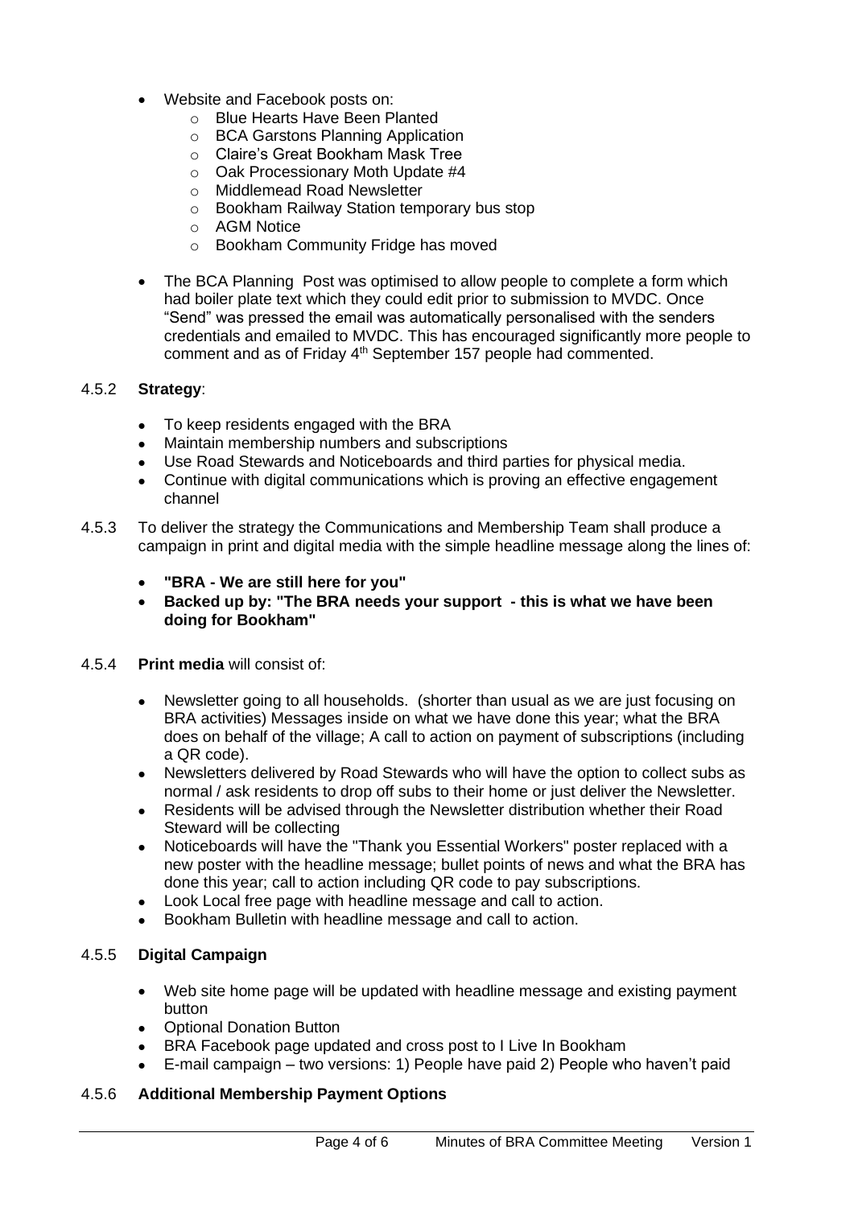- Website and Facebook posts on:
  - Blue Hearts Have Been Planted
  - BCA Garstons Planning Application
  - Claire's Great Bookham Mask Tree
  - Oak Processionary Moth Update #4
  - Middlemead Road Newsletter
  - Bookham Railway Station temporary bus stop
  - AGM Notice
  - Bookham Community Fridge has moved

- The BCA Planning Post was optimised to allow people to complete a form which had boiler plate text which they could edit prior to submission to MVDC. Once "Send" was pressed the email was automatically personalised with the senders credentials and emailed to MVDC. This has encouraged significantly more people to comment and as of Friday 4th September 157 people had commented.

4.5.2 **Strategy**:

- To keep residents engaged with the BRA
- Maintain membership numbers and subscriptions
- Use Road Stewards and Noticeboards and third parties for physical media.
- Continue with digital communications which is proving an effective engagement channel

4.5.3 To deliver the strategy the Communications and Membership Team shall produce a campaign in print and digital media with the simple headline message along the lines of:

- **"BRA - We are still here for you"**
- **Backed up by: "The BRA needs your support - this is what we have been doing for Bookham"**

4.5.4 **Print media** will consist of:

- Newsletter going to all households. (shorter than usual as we are just focusing on BRA activities) Messages inside on what we have done this year; what the BRA does on behalf of the village; A call to action on payment of subscriptions (including a QR code).
- Newsletters delivered by Road Stewards who will have the option to collect subs as normal / ask residents to drop off subs to their home or just deliver the Newsletter.
- Residents will be advised through the Newsletter distribution whether their Road Steward will be collecting
- Noticeboards will have the "Thank you Essential Workers" poster replaced with a new poster with the headline message; bullet points of news and what the BRA has done this year; call to action including QR code to pay subscriptions.
- Look Local free page with headline message and call to action.
- Bookham Bulletin with headline message and call to action.

4.5.5 **Digital Campaign**

- Web site home page will be updated with headline message and existing payment button
- Optional Donation Button
- BRA Facebook page updated and cross post to I Live In Bookham
- E-mail campaign – two versions: 1) People have paid 2) People who haven't paid

4.5.6 **Additional Membership Payment Options**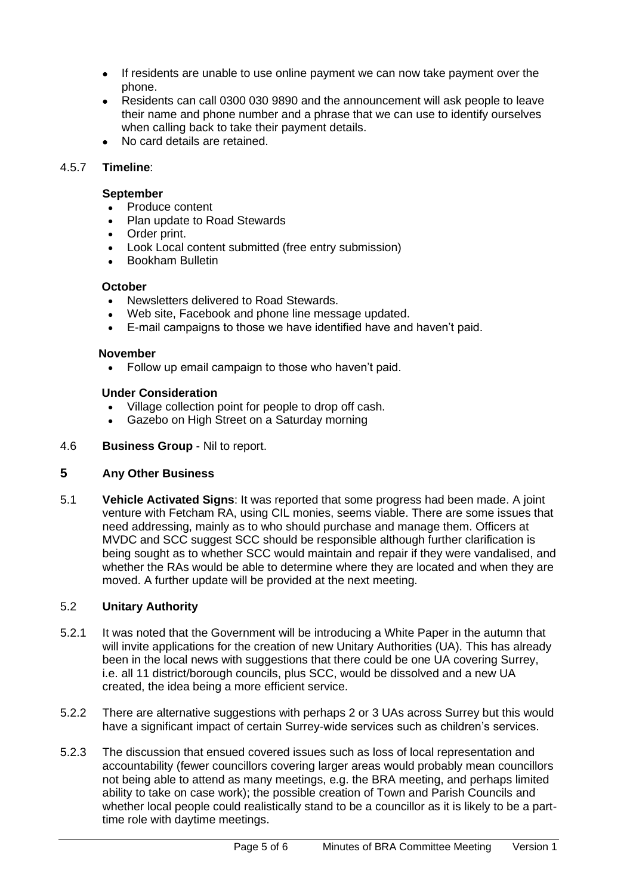- If residents are unable to use online payment we can now take payment over the phone.
- Residents can call 0300 030 9890 and the announcement will ask people to leave their name and phone number and a phrase that we can use to identify ourselves when calling back to take their payment details.
- No card details are retained.

4.5.7 **Timeline**:

**September**

- Produce content
- Plan update to Road Stewards
- Order print.
- Look Local content submitted (free entry submission)
- Bookham Bulletin

**October**

- Newsletters delivered to Road Stewards.
- Web site, Facebook and phone line message updated.
- E-mail campaigns to those we have identified have and haven't paid.

**November**

- Follow up email campaign to those who haven't paid.

**Under Consideration**

- Village collection point for people to drop off cash.
- Gazebo on High Street on a Saturday morning

4.6 **Business Group** - Nil to report.

## 5 Any Other Business

5.1 **Vehicle Activated Signs**: It was reported that some progress had been made. A joint venture with Fetcham RA, using CIL monies, seems viable. There are some issues that need addressing, mainly as to who should purchase and manage them. Officers at MVDC and SCC suggest SCC should be responsible although further clarification is being sought as to whether SCC would maintain and repair if they were vandalised, and whether the RAs would be able to determine where they are located and when they are moved. A further update will be provided at the next meeting.

5.2 **Unitary Authority**

5.2.1 It was noted that the Government will be introducing a White Paper in the autumn that will invite applications for the creation of new Unitary Authorities (UA). This has already been in the local news with suggestions that there could be one UA covering Surrey, i.e. all 11 district/borough councils, plus SCC, would be dissolved and a new UA created, the idea being a more efficient service.

5.2.2 There are alternative suggestions with perhaps 2 or 3 UAs across Surrey but this would have a significant impact of certain Surrey-wide services such as children's services.

5.2.3 The discussion that ensued covered issues such as loss of local representation and accountability (fewer councillors covering larger areas would probably mean councillors not being able to attend as many meetings, e.g. the BRA meeting, and perhaps limited ability to take on case work); the possible creation of Town and Parish Councils and whether local people could realistically stand to be a councillor as it is likely to be a part-time role with daytime meetings.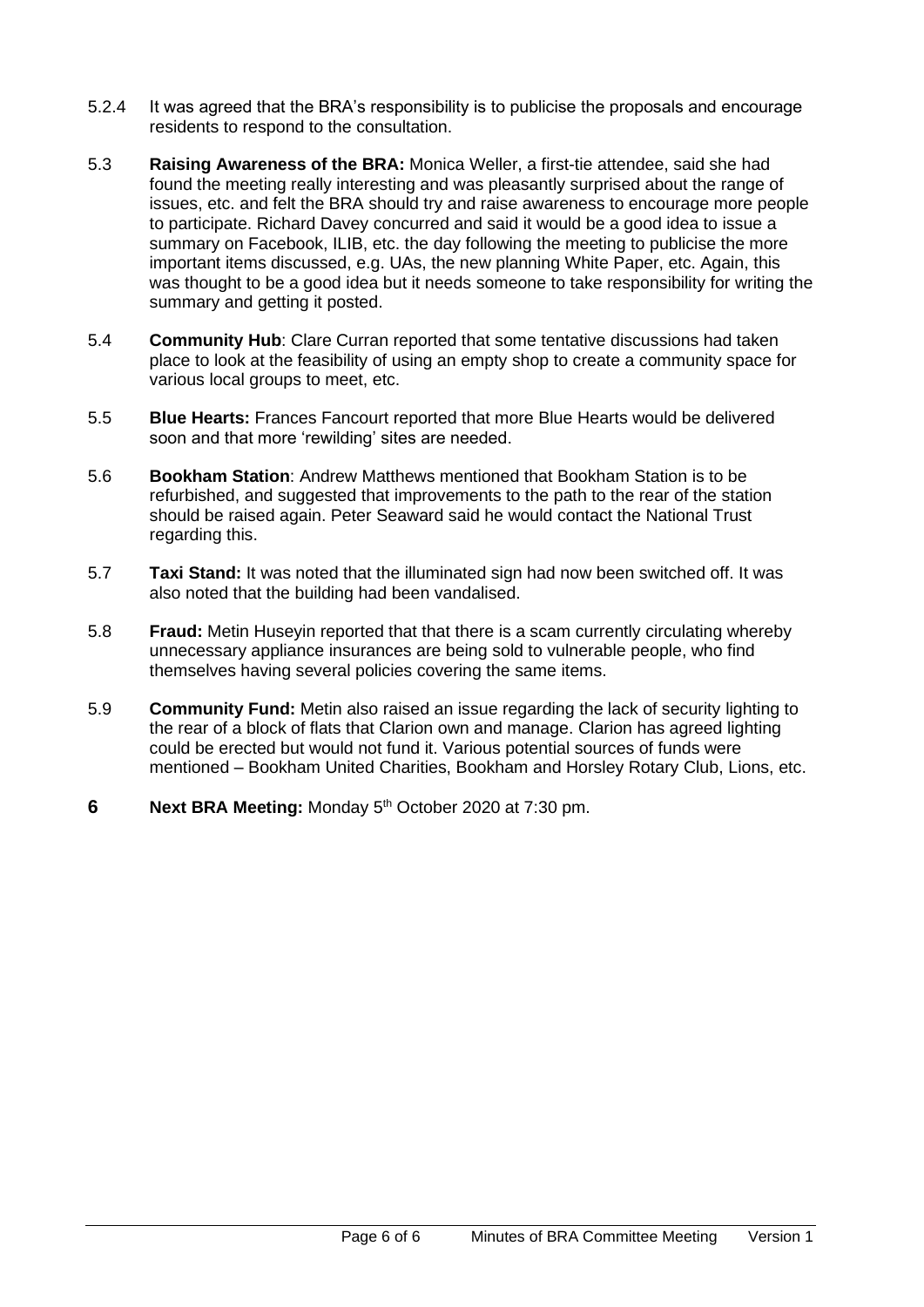5.2.4 It was agreed that the BRA's responsibility is to publicise the proposals and encourage residents to respond to the consultation.

5.3 **Raising Awareness of the BRA:** Monica Weller, a first-tie attendee, said she had found the meeting really interesting and was pleasantly surprised about the range of issues, etc. and felt the BRA should try and raise awareness to encourage more people to participate. Richard Davey concurred and said it would be a good idea to issue a summary on Facebook, ILIB, etc. the day following the meeting to publicise the more important items discussed, e.g. UAs, the new planning White Paper, etc. Again, this was thought to be a good idea but it needs someone to take responsibility for writing the summary and getting it posted.

5.4 **Community Hub**: Clare Curran reported that some tentative discussions had taken place to look at the feasibility of using an empty shop to create a community space for various local groups to meet, etc.

5.5 **Blue Hearts:** Frances Fancourt reported that more Blue Hearts would be delivered soon and that more 'rewilding' sites are needed.

5.6 **Bookham Station**: Andrew Matthews mentioned that Bookham Station is to be refurbished, and suggested that improvements to the path to the rear of the station should be raised again. Peter Seaward said he would contact the National Trust regarding this.

5.7 **Taxi Stand:** It was noted that the illuminated sign had now been switched off. It was also noted that the building had been vandalised.

5.8 **Fraud:** Metin Huseyin reported that that there is a scam currently circulating whereby unnecessary appliance insurances are being sold to vulnerable people, who find themselves having several policies covering the same items.

5.9 **Community Fund:** Metin also raised an issue regarding the lack of security lighting to the rear of a block of flats that Clarion own and manage. Clarion has agreed lighting could be erected but would not fund it. Various potential sources of funds were mentioned – Bookham United Charities, Bookham and Horsley Rotary Club, Lions, etc.

**6** **Next BRA Meeting:** Monday 5th October 2020 at 7:30 pm.